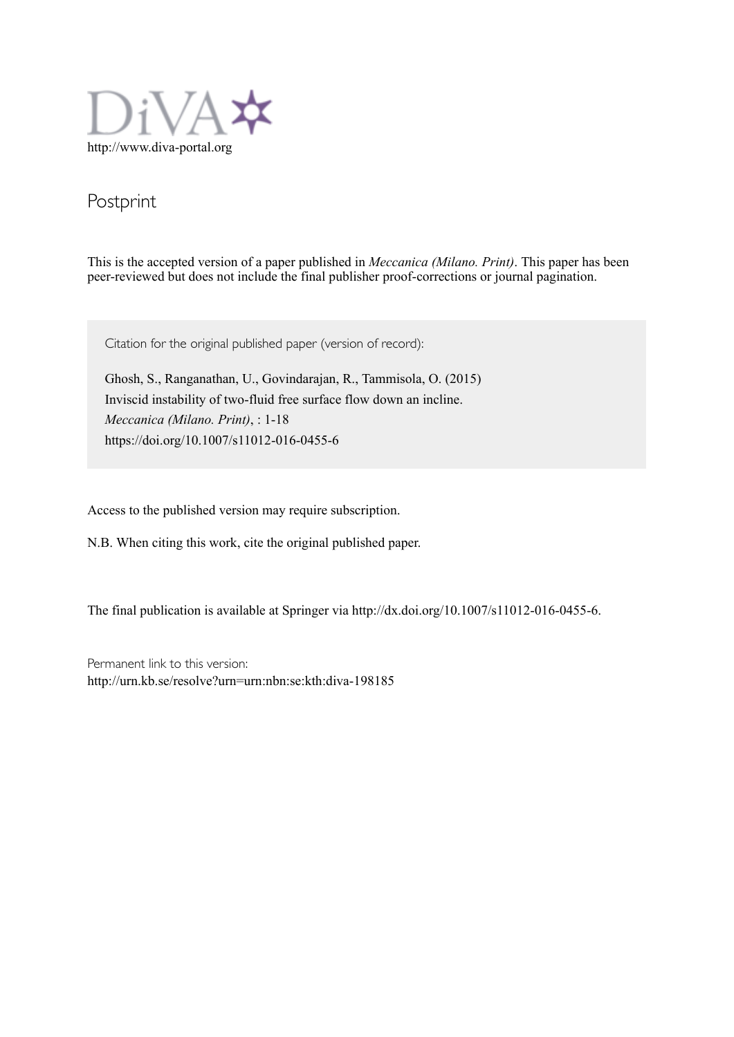DiVA

http://www.diva-portal.org

## Postprint

This is the accepted version of a paper published in *Meccanica (Milano. Print)*. This paper has been peer-reviewed but does not include the final publisher proof-corrections or journal pagination.

Citation for the original published paper (version of record):

Ghosh, S., Ranganathan, U., Govindarajan, R., Tammisola, O. (2015)
Inviscid instability of two-fluid free surface flow down an incline.
*Meccanica (Milano. Print)*, : 1-18
https://doi.org/10.1007/s11012-016-0455-6

Access to the published version may require subscription.

N.B. When citing this work, cite the original published paper.

The final publication is available at Springer via http://dx.doi.org/10.1007/s11012-016-0455-6.

Permanent link to this version:
http://urn.kb.se/resolve?urn=urn:nbn:se:kth:diva-198185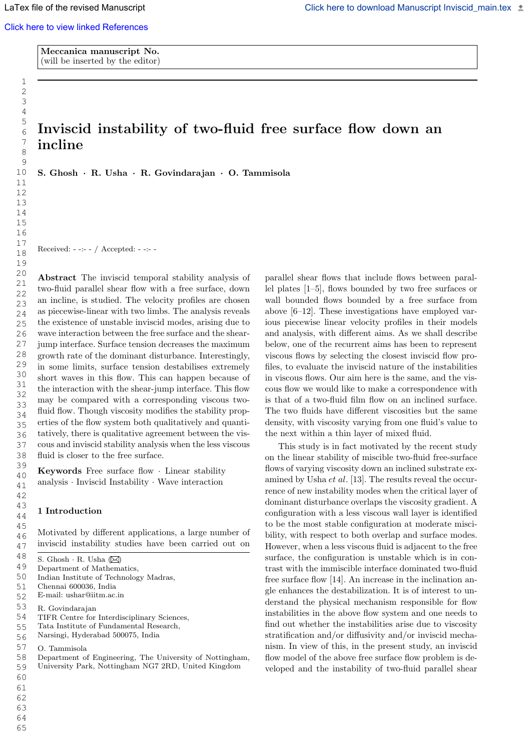Meccanica manuscript No.
(will be inserted by the editor)

# Inviscid instability of two-fluid free surface flow down an incline

**S. Ghosh · R. Usha · R. Govindarajan · O. Tammisola**

Received: - -:- - / Accepted: - -:- -

**Abstract** The inviscid temporal stability analysis of two-fluid parallel shear flow with a free surface, down an incline, is studied. The velocity profiles are chosen as piecewise-linear with two limbs. The analysis reveals the existence of unstable inviscid modes, arising due to wave interaction between the free surface and the shear-jump interface. Surface tension decreases the maximum growth rate of the dominant disturbance. Interestingly, in some limits, surface tension destabilises extremely short waves in this flow. This can happen because of the interaction with the shear-jump interface. This flow may be compared with a corresponding viscous two-fluid flow. Though viscosity modifies the stability properties of the flow system both qualitatively and quantitatively, there is qualitative agreement between the viscous and inviscid stability analysis when the less viscous fluid is closer to the free surface.

**Keywords** Free surface flow · Linear stability analysis · Inviscid Instability · Wave interaction

## 1 Introduction

Motivated by different applications, a large number of inviscid instability studies have been carried out on parallel shear flows that include flows between parallel plates [1–5], flows bounded by two free surfaces or wall bounded flows bounded by a free surface from above [6–12]. These investigations have employed various piecewise linear velocity profiles in their models and analysis, with different aims. As we shall describe below, one of the recurrent aims has been to represent viscous flows by selecting the closest inviscid flow profiles, to evaluate the inviscid nature of the instabilities in viscous flows. Our aim here is the same, and the viscous flow we would like to make a correspondence with is that of a two-fluid film flow on an inclined surface. The two fluids have different viscosities but the same density, with viscosity varying from one fluid's value to the next within a thin layer of mixed fluid.

This study is in fact motivated by the recent study on the linear stability of miscible two-fluid free-surface flows of varying viscosity down an inclined substrate examined by Usha *et al.* [13]. The results reveal the occurrence of new instability modes when the critical layer of dominant disturbance overlaps the viscosity gradient. A configuration with a less viscous wall layer is identified to be the most stable configuration at moderate miscibility, with respect to both overlap and surface modes. However, when a less viscous fluid is adjacent to the free surface, the configuration is unstable which is in contrast with the immiscible interface dominated two-fluid free surface flow [14]. An increase in the inclination angle enhances the destabilization. It is of interest to understand the physical mechanism responsible for flow instabilities in the above flow system and one needs to find out whether the instabilities arise due to viscosity stratification and/or diffusivity and/or inviscid mechanism. In view of this, in the present study, an inviscid flow model of the above free surface flow problem is developed and the instability of two-fluid parallel shear

S. Ghosh · R. Usha (✉)
Department of Mathematics,
Indian Institute of Technology Madras,
Chennai 600036, India
E-mail: ushar@iitm.ac.in

R. Govindarajan
TIFR Centre for Interdisciplinary Sciences,
Tata Institute of Fundamental Research,
Narsingi, Hyderabad 500075, India

O. Tammisola
Department of Engineering, The University of Nottingham,
University Park, Nottingham NG7 2RD, United Kingdom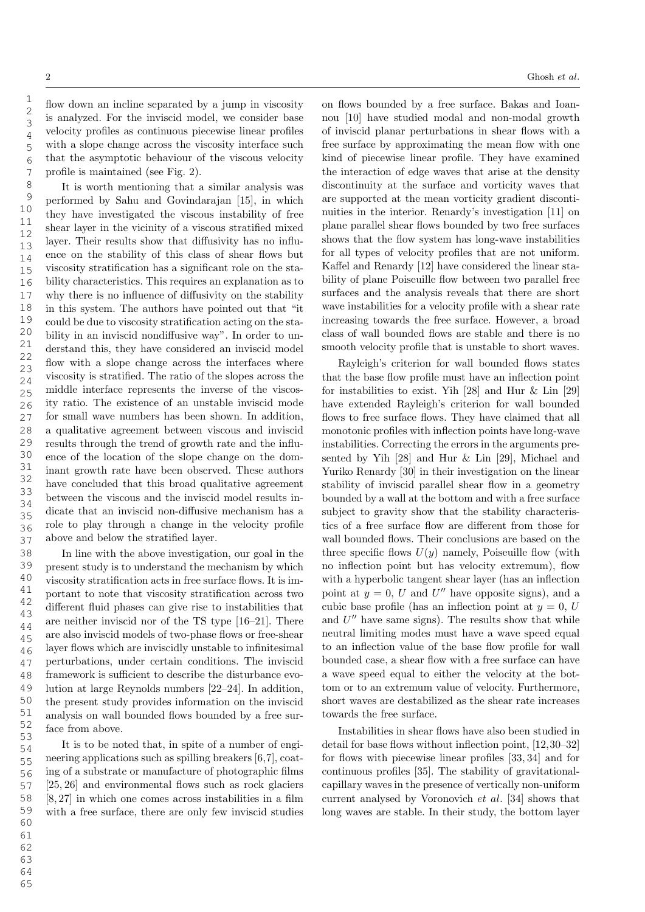flow down an incline separated by a jump in viscosity is analyzed. For the inviscid model, we consider base velocity profiles as continuous piecewise linear profiles with a slope change across the viscosity interface such that the asymptotic behaviour of the viscous velocity profile is maintained (see Fig. 2).

It is worth mentioning that a similar analysis was performed by Sahu and Govindarajan [15], in which they have investigated the viscous instability of free shear layer in the vicinity of a viscous stratified mixed layer. Their results show that diffusivity has no influence on the stability of this class of shear flows but viscosity stratification has a significant role on the stability characteristics. This requires an explanation as to why there is no influence of diffusivity on the stability in this system. The authors have pointed out that "it could be due to viscosity stratification acting on the stability in an inviscid nondiffusive way". In order to understand this, they have considered an inviscid model flow with a slope change across the interfaces where viscosity is stratified. The ratio of the slopes across the middle interface represents the inverse of the viscosity ratio. The existence of an unstable inviscid mode for small wave numbers has been shown. In addition, a qualitative agreement between viscous and inviscid results through the trend of growth rate and the influence of the location of the slope change on the dominant growth rate have been observed. These authors have concluded that this broad qualitative agreement between the viscous and the inviscid model results indicate that an inviscid non-diffusive mechanism has a role to play through a change in the velocity profile above and below the stratified layer.

In line with the above investigation, our goal in the present study is to understand the mechanism by which viscosity stratification acts in free surface flows. It is important to note that viscosity stratification across two different fluid phases can give rise to instabilities that are neither inviscid nor of the TS type [16–21]. There are also inviscid models of two-phase flows or free-shear layer flows which are inviscidly unstable to infinitesimal perturbations, under certain conditions. The inviscid framework is sufficient to describe the disturbance evolution at large Reynolds numbers [22–24]. In addition, the present study provides information on the inviscid analysis on wall bounded flows bounded by a free surface from above.

It is to be noted that, in spite of a number of engineering applications such as spilling breakers [6,7], coating of a substrate or manufacture of photographic films [25, 26] and environmental flows such as rock glaciers [8, 27] in which one comes across instabilities in a film with a free surface, there are only few inviscid studies on flows bounded by a free surface. Bakas and Ioannou [10] have studied modal and non-modal growth of inviscid planar perturbations in shear flows with a free surface by approximating the mean flow with one kind of piecewise linear profile. They have examined the interaction of edge waves that arise at the density discontinuity at the surface and vorticity waves that are supported at the mean vorticity gradient discontinuities in the interior. Renardy's investigation [11] on plane parallel shear flows bounded by two free surfaces shows that the flow system has long-wave instabilities for all types of velocity profiles that are not uniform. Kaffel and Renardy [12] have considered the linear stability of plane Poiseuille flow between two parallel free surfaces and the analysis reveals that there are short wave instabilities for a velocity profile with a shear rate increasing towards the free surface. However, a broad class of wall bounded flows are stable and there is no smooth velocity profile that is unstable to short waves.

Rayleigh's criterion for wall bounded flows states that the base flow profile must have an inflection point for instabilities to exist. Yih [28] and Hur & Lin [29] have extended Rayleigh's criterion for wall bounded flows to free surface flows. They have claimed that all monotonic profiles with inflection points have long-wave instabilities. Correcting the errors in the arguments presented by Yih [28] and Hur & Lin [29], Michael and Yuriko Renardy [30] in their investigation on the linear stability of inviscid parallel shear flow in a geometry bounded by a wall at the bottom and with a free surface subject to gravity show that the stability characteristics of a free surface flow are different from those for wall bounded flows. Their conclusions are based on the three specific flows $U(y)$ namely, Poiseuille flow (with no inflection point but has velocity extremum), flow with a hyperbolic tangent shear layer (has an inflection point at $y = 0$, $U$ and $U''$ have opposite signs), and a cubic base profile (has an inflection point at $y = 0$, $U$ and $U''$ have same signs). The results show that while neutral limiting modes must have a wave speed equal to an inflection value of the base flow profile for wall bounded case, a shear flow with a free surface can have a wave speed equal to either the velocity at the bottom or to an extremum value of velocity. Furthermore, short waves are destabilized as the shear rate increases towards the free surface.

Instabilities in shear flows have also been studied in detail for base flows without inflection point, [12,30–32] for flows with piecewise linear profiles [33, 34] and for continuous profiles [35]. The stability of gravitational-capillary waves in the presence of vertically non-uniform current analysed by Voronovich *et al.* [34] shows that long waves are stable. In their study, the bottom layer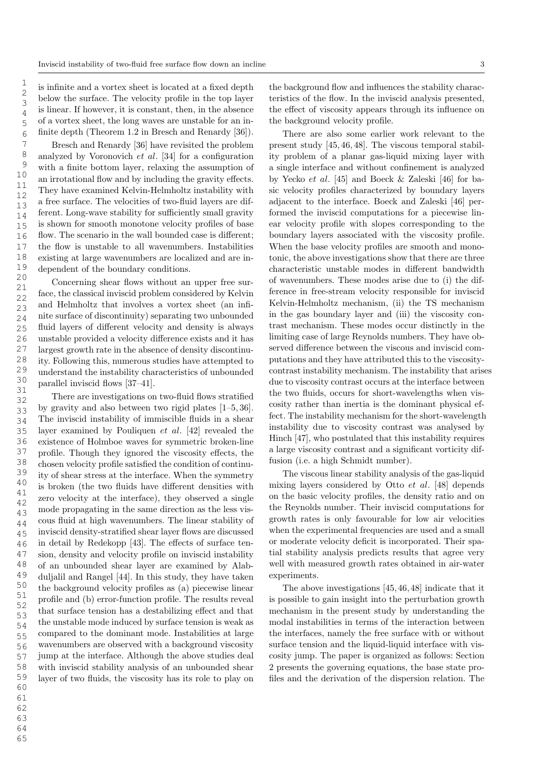is infinite and a vortex sheet is located at a fixed depth below the surface. The velocity profile in the top layer is linear. If however, it is constant, then, in the absence of a vortex sheet, the long waves are unstable for an infinite depth (Theorem 1.2 in Bresch and Renardy [36]).

Bresch and Renardy [36] have revisited the problem analyzed by Voronovich *et al*. [34] for a configuration with a finite bottom layer, relaxing the assumption of an irrotational flow and by including the gravity effects. They have examined Kelvin-Helmholtz instability with a free surface. The velocities of two-fluid layers are different. Long-wave stability for sufficiently small gravity is shown for smooth monotone velocity profiles of base flow. The scenario in the wall bounded case is different; the flow is unstable to all wavenumbers. Instabilities existing at large wavenumbers are localized and are independent of the boundary conditions.

Concerning shear flows without an upper free surface, the classical inviscid problem considered by Kelvin and Helmholtz that involves a vortex sheet (an infinite surface of discontinuity) separating two unbounded fluid layers of different velocity and density is always unstable provided a velocity difference exists and it has largest growth rate in the absence of density discontinuity. Following this, numerous studies have attempted to understand the instability characteristics of unbounded parallel inviscid flows [37–41].

There are investigations on two-fluid flows stratified by gravity and also between two rigid plates [1–5, 36]. The inviscid instability of immiscible fluids in a shear layer examined by Pouliquen *et al*. [42] revealed the existence of Holmboe waves for symmetric broken-line profile. Though they ignored the viscosity effects, the chosen velocity profile satisfied the condition of continuity of shear stress at the interface. When the symmetry is broken (the two fluids have different densities with zero velocity at the interface), they observed a single mode propagating in the same direction as the less viscous fluid at high wavenumbers. The linear stability of inviscid density-stratified shear layer flows are discussed in detail by Redekopp [43]. The effects of surface tension, density and velocity profile on inviscid instability of an unbounded shear layer are examined by Alabduljalil and Rangel [44]. In this study, they have taken the background velocity profiles as (a) piecewise linear profile and (b) error-function profile. The results reveal that surface tension has a destabilizing effect and that the unstable mode induced by surface tension is weak as compared to the dominant mode. Instabilities at large wavenumbers are observed with a background viscosity jump at the interface. Although the above studies deal with inviscid stability analysis of an unbounded shear layer of two fluids, the viscosity has its role to play on the background flow and influences the stability characteristics of the flow. In the inviscid analysis presented, the effect of viscosity appears through its influence on the background velocity profile.

There are also some earlier work relevant to the present study [45, 46, 48]. The viscous temporal stability problem of a planar gas-liquid mixing layer with a single interface and without confinement is analyzed by Yecko *et al*. [45] and Boeck & Zaleski [46] for basic velocity profiles characterized by boundary layers adjacent to the interface. Boeck and Zaleski [46] performed the inviscid computations for a piecewise linear velocity profile with slopes corresponding to the boundary layers associated with the viscosity profile. When the base velocity profiles are smooth and monotonic, the above investigations show that there are three characteristic unstable modes in different bandwidth of wavenumbers. These modes arise due to (i) the difference in free-stream velocity responsible for inviscid Kelvin-Helmholtz mechanism, (ii) the TS mechanism in the gas boundary layer and (iii) the viscosity contrast mechanism. These modes occur distinctly in the limiting case of large Reynolds numbers. They have observed difference between the viscous and inviscid computations and they have attributed this to the viscosity-contrast instability mechanism. The instability that arises due to viscosity contrast occurs at the interface between the two fluids, occurs for short-wavelengths when viscosity rather than inertia is the dominant physical effect. The instability mechanism for the short-wavelength instability due to viscosity contrast was analysed by Hinch [47], who postulated that this instability requires a large viscosity contrast and a significant vorticity diffusion (i.e. a high Schmidt number).

The viscous linear stability analysis of the gas-liquid mixing layers considered by Otto *et al*. [48] depends on the basic velocity profiles, the density ratio and on the Reynolds number. Their inviscid computations for growth rates is only favourable for low air velocities when the experimental frequencies are used and a small or moderate velocity deficit is incorporated. Their spatial stability analysis predicts results that agree very well with measured growth rates obtained in air-water experiments.

The above investigations [45, 46, 48] indicate that it is possible to gain insight into the perturbation growth mechanism in the present study by understanding the modal instabilities in terms of the interaction between the interfaces, namely the free surface with or without surface tension and the liquid-liquid interface with viscosity jump. The paper is organized as follows: Section 2 presents the governing equations, the base state profiles and the derivation of the dispersion relation. The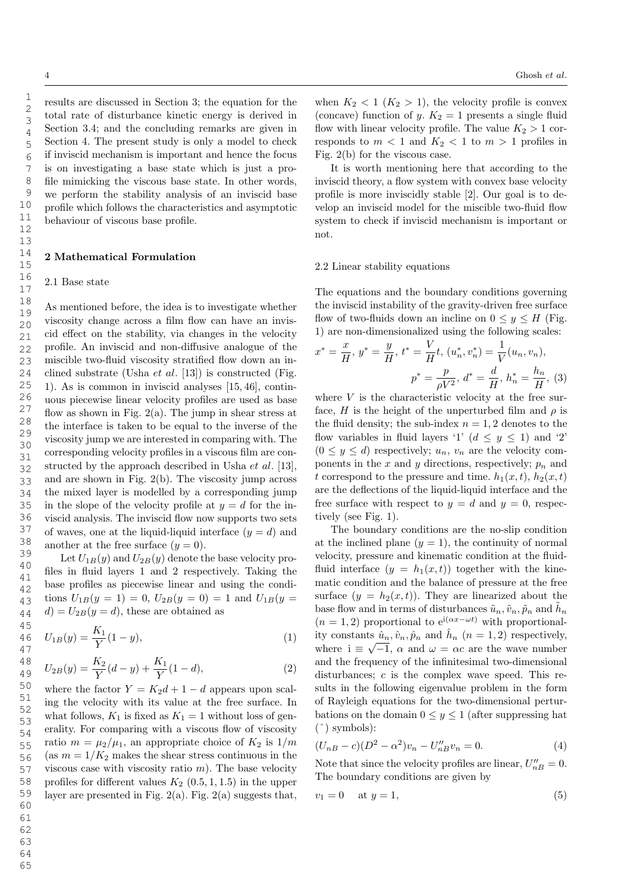results are discussed in Section 3; the equation for the total rate of disturbance kinetic energy is derived in Section 3.4; and the concluding remarks are given in Section 4. The present study is only a model to check if inviscid mechanism is important and hence the focus is on investigating a base state which is just a profile mimicking the viscous base state. In other words, we perform the stability analysis of an inviscid base profile which follows the characteristics and asymptotic behaviour of viscous base profile.

## 2 Mathematical Formulation

### 2.1 Base state

As mentioned before, the idea is to investigate whether viscosity change across a film flow can have an inviscid effect on the stability, via changes in the velocity profile. An inviscid and non-diffusive analogue of the miscible two-fluid viscosity stratified flow down an inclined substrate (Usha *et al.* [13]) is constructed (Fig. 1). As is common in inviscid analyses [15, 46], continuous piecewise linear velocity profiles are used as base flow as shown in Fig. 2(a). The jump in shear stress at the interface is taken to be equal to the inverse of the viscosity jump we are interested in comparing with. The corresponding velocity profiles in a viscous film are constructed by the approach described in Usha *et al.* [13], and are shown in Fig. 2(b). The viscosity jump across the mixed layer is modelled by a corresponding jump in the slope of the velocity profile at $y = d$ for the inviscid analysis. The inviscid flow now supports two sets of waves, one at the liquid-liquid interface ($y = d$) and another at the free surface ($y = 0$).

Let $U_{1B}(y)$ and $U_{2B}(y)$ denote the base velocity profiles in fluid layers 1 and 2 respectively. Taking the base profiles as piecewise linear and using the conditions $U_{1B}(y = 1) = 0$, $U_{2B}(y = 0) = 1$ and $U_{1B}(y = d) = U_{2B}(y = d)$, these are obtained as

$$U_{1B}(y) = \frac{K_1}{Y}(1 - y), \tag{1}$$

$$U_{2B}(y) = \frac{K_2}{Y}(d - y) + \frac{K_1}{Y}(1 - d), \tag{2}$$

where the factor $Y = K_2 d + 1 - d$ appears upon scaling the velocity with its value at the free surface. In what follows, $K_1$ is fixed as $K_1 = 1$ without loss of generality. For comparing with a viscous flow of viscosity ratio $m = \mu_2/\mu_1$, an appropriate choice of $K_2$ is $1/m$ (as $m = 1/K_2$ makes the shear stress continuous in the viscous case with viscosity ratio $m$). The base velocity profiles for different values $K_2$ (0.5, 1, 1.5) in the upper layer are presented in Fig. 2(a). Fig. 2(a) suggests that, when $K_2 < 1$ ($K_2 > 1$), the velocity profile is convex (concave) function of $y$. $K_2 = 1$ presents a single fluid flow with linear velocity profile. The value $K_2 > 1$ corresponds to $m < 1$ and $K_2 < 1$ to $m > 1$ profiles in Fig. 2(b) for the viscous case.

It is worth mentioning here that according to the inviscid theory, a flow system with convex base velocity profile is more inviscidly stable [2]. Our goal is to develop an inviscid model for the miscible two-fluid flow system to check if inviscid mechanism is important or not.

### 2.2 Linear stability equations

The equations and the boundary conditions governing the inviscid instability of the gravity-driven free surface flow of two-fluids down an incline on $0 \leq y \leq H$ (Fig. 1) are non-dimensionalized using the following scales:

$$x^* = \frac{x}{H},\ y^* = \frac{y}{H},\ t^* = \frac{V}{H}t,\ (u_n^*, v_n^*) = \frac{1}{V}(u_n, v_n),$$
$$p^* = \frac{p}{\rho V^2},\ d^* = \frac{d}{H},\ h_n^* = \frac{h_n}{H}, \tag{3}$$

where $V$ is the characteristic velocity at the free surface, $H$ is the height of the unperturbed film and $\rho$ is the fluid density; the sub-index $n = 1, 2$ denotes to the flow variables in fluid layers '1' ($d \leq y \leq 1$) and '2' ($0 \leq y \leq d$) respectively; $u_n$, $v_n$ are the velocity components in the $x$ and $y$ directions, respectively; $p_n$ and $t$ correspond to the pressure and time. $h_1(x, t)$, $h_2(x, t)$ are the deflections of the liquid-liquid interface and the free surface with respect to $y = d$ and $y = 0$, respectively (see Fig. 1).

The boundary conditions are the no-slip condition at the inclined plane ($y = 1$), the continuity of normal velocity, pressure and kinematic condition at the fluid-fluid interface ($y = h_1(x, t)$) together with the kinematic condition and the balance of pressure at the free surface ($y = h_2(x, t)$). They are linearized about the base flow and in terms of disturbances $\tilde{u}_n, \tilde{v}_n, \tilde{p}_n$ and $\tilde{h}_n$ ($n = 1, 2$) proportional to $\mathrm{e}^{\mathrm{i}(\alpha x - \omega t)}$ with proportionality constants $\hat{u}_n, \hat{v}_n, \hat{p}_n$ and $\hat{h}_n$ ($n = 1, 2$) respectively, where $\mathrm{i} \equiv \sqrt{-1}$, $\alpha$ and $\omega = \alpha c$ are the wave number and the frequency of the infinitesimal two-dimensional disturbances; $c$ is the complex wave speed. This results in the following eigenvalue problem in the form of Rayleigh equations for the two-dimensional perturbations on the domain $0 \leq y \leq 1$ (after suppressing hat ($\hat{\ }$) symbols):

$$(U_{nB} - c)(D^2 - \alpha^2)v_n - U''_{nB} v_n = 0. \tag{4}$$

Note that since the velocity profiles are linear, $U''_{nB} = 0$. The boundary conditions are given by

$$v_1 = 0 \quad \text{at } y = 1, \tag{5}$$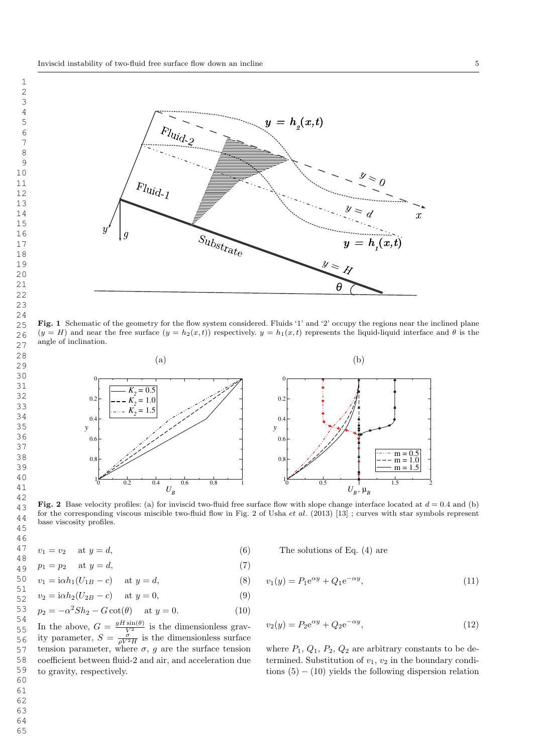**Fig. 1** Schematic of the geometry for the flow system considered. Fluids '1' and '2' occupy the regions near the inclined plane ($y = H$) and near the free surface ($y = h_2(x,t)$) respectively. $y = h_1(x,t)$ represents the liquid-liquid interface and $\theta$ is the angle of inclination.

**Fig. 2** Base velocity profiles: (a) for inviscid two-fluid free surface flow with slope change interface located at $d = 0.4$ and (b) for the corresponding viscous miscible two-fluid flow in Fig. 2 of Usha *et al.* (2013) [13] ; curves with star symbols represent base viscosity profiles.

$$v_1 = v_2 \quad \text{at } y = d, \tag{6}$$

$$p_1 = p_2 \quad \text{at } y = d, \tag{7}$$

$$v_1 = \mathrm{i}\alpha h_1(U_{1B} - c) \quad \text{at } y = d, \tag{8}$$

$$v_2 = \mathrm{i}\alpha h_2(U_{2B} - c) \quad \text{at } y = 0, \tag{9}$$

$$p_2 = -\alpha^2 S h_2 - G\cot(\theta) \quad \text{at } y = 0. \tag{10}$$

In the above, $G = \frac{gH\sin(\theta)}{V^2}$ is the dimensionless gravity parameter, $S = \frac{\sigma}{\rho V^2 H}$ is the dimensionless surface tension parameter, where $\sigma$, $g$ are the surface tension coefficient between fluid-2 and air, and acceleration due to gravity, respectively.

The solutions of Eq. (4) are

$$v_1(y) = P_1 \mathrm{e}^{\alpha y} + Q_1 \mathrm{e}^{-\alpha y}, \tag{11}$$

$$v_2(y) = P_2 \mathrm{e}^{\alpha y} + Q_2 \mathrm{e}^{-\alpha y}, \tag{12}$$

where $P_1$, $Q_1$, $P_2$, $Q_2$ are arbitrary constants to be determined. Substitution of $v_1$, $v_2$ in the boundary conditions (5) $-$ (10) yields the following dispersion relation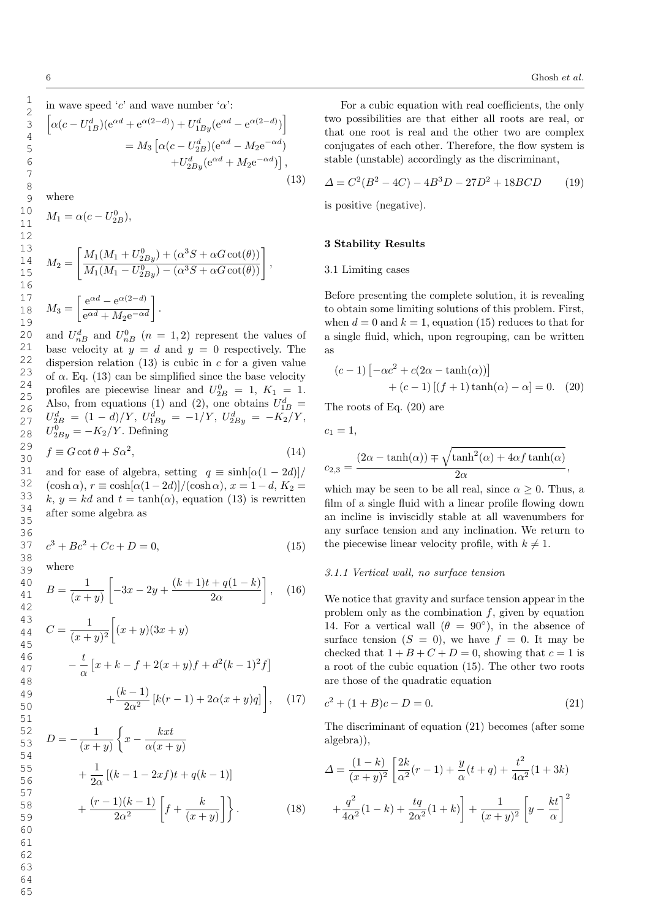in wave speed '$c$' and wave number '$\alpha$':

$$
\begin{aligned}
\Big[\alpha(c-U^d_{1B})(\mathrm{e}^{\alpha d}+\mathrm{e}^{\alpha(2-d)})+U^d_{1By}(\mathrm{e}^{\alpha d}-\mathrm{e}^{\alpha(2-d)})\Big] \\
= M_3\left[\alpha(c-U^d_{2B})(\mathrm{e}^{\alpha d}-M_2\mathrm{e}^{-\alpha d})\right. \\
\left.+U^d_{2By}(\mathrm{e}^{\alpha d}+M_2\mathrm{e}^{-\alpha d})\right],
\end{aligned}
\tag{13}
$$

where

$$M_1=\alpha(c-U^0_{2B}),$$

$$M_2=\left[\frac{M_1(M_1+U^0_{2By})+(\alpha^3 S+\alpha G\cot(\theta))}{M_1(M_1-U^0_{2By})-(\alpha^3 S+\alpha G\cot(\theta))}\right],$$

$$M_3=\left[\frac{\mathrm{e}^{\alpha d}-\mathrm{e}^{\alpha(2-d)}}{\mathrm{e}^{\alpha d}+M_2\mathrm{e}^{-\alpha d}}\right].$$

and $U^d_{nB}$ and $U^0_{nB}$ ($n=1,2$) represent the values of base velocity at $y=d$ and $y=0$ respectively. The dispersion relation (13) is cubic in $c$ for a given value of $\alpha$. Eq. (13) can be simplified since the base velocity profiles are piecewise linear and $U^0_{2B}=1$, $K_1=1$. Also, from equations (1) and (2), one obtains $U^d_{1B}=U^d_{2B}=(1-d)/Y$, $U^d_{1By}=-1/Y$, $U^d_{2By}=-K_2/Y$, $U^0_{2By}=-K_2/Y$. Defining

$$f\equiv G\cot\theta+S\alpha^2, \tag{14}$$

and for ease of algebra, setting $q\equiv\sinh[\alpha(1-2d)]/(\cosh\alpha)$, $r\equiv\cosh[\alpha(1-2d)]/(\cosh\alpha)$, $x=1-d$, $K_2=k$, $y=kd$ and $t=\tanh(\alpha)$, equation (13) is rewritten after some algebra as

$$c^3+Bc^2+Cc+D=0, \tag{15}$$

where

$$B=\frac{1}{(x+y)}\left[-3x-2y+\frac{(k+1)t+q(1-k)}{2\alpha}\right], \tag{16}$$

$$
\begin{aligned}
C=\frac{1}{(x+y)^2}\Bigg[&(x+y)(3x+y) \\
&-\frac{t}{\alpha}\left[x+k-f+2(x+y)f+d^2(k-1)^2 f\right] \\
&+\frac{(k-1)}{2\alpha^2}\left[k(r-1)+2\alpha(x+y)q\right]\Bigg],
\end{aligned}
\tag{17}
$$

$$
\begin{aligned}
D=-\frac{1}{(x+y)}\Bigg\{&x-\frac{kxt}{\alpha(x+y)} \\
&+\frac{1}{2\alpha}\left[(k-1-2xf)t+q(k-1)\right] \\
&+\frac{(r-1)(k-1)}{2\alpha^2}\left[f+\frac{k}{(x+y)}\right]\Bigg\}.
\end{aligned}
\tag{18}
$$

For a cubic equation with real coefficients, the only two possibilities are that either all roots are real, or that one root is real and the other two are complex conjugates of each other. Therefore, the flow system is stable (unstable) accordingly as the discriminant,

$$\Delta=C^2(B^2-4C)-4B^3D-27D^2+18BCD \tag{19}$$

is positive (negative).

## 3 Stability Results

### 3.1 Limiting cases

Before presenting the complete solution, it is revealing to obtain some limiting solutions of this problem. First, when $d=0$ and $k=1$, equation (15) reduces to that for a single fluid, which, upon regrouping, can be written as

$$
\begin{aligned}
(c-1)&\left[-\alpha c^2+c(2\alpha-\tanh(\alpha))\right] \\
&+(c-1)\left[(f+1)\tanh(\alpha)-\alpha\right]=0.
\end{aligned}
\tag{20}
$$

The roots of Eq. (20) are

$$c_1=1,$$

$$c_{2,3}=\frac{(2\alpha-\tanh(\alpha))\mp\sqrt{\tanh^2(\alpha)+4\alpha f\tanh(\alpha)}}{2\alpha},$$

which may be seen to be all real, since $\alpha\geq 0$. Thus, a film of a single fluid with a linear profile flowing down an incline is inviscidly stable at all wavenumbers for any surface tension and any inclination. We return to the piecewise linear velocity profile, with $k\neq 1$.

#### *3.1.1 Vertical wall, no surface tension*

We notice that gravity and surface tension appear in the problem only as the combination $f$, given by equation 14. For a vertical wall ($\theta=90^\circ$), in the absence of surface tension ($S=0$), we have $f=0$. It may be checked that $1+B+C+D=0$, showing that $c=1$ is a root of the cubic equation (15). The other two roots are those of the quadratic equation

$$c^2+(1+B)c-D=0. \tag{21}$$

The discriminant of equation (21) becomes (after some algebra)),

$$
\begin{aligned}
\Delta=\frac{(1-k)}{(x+y)^2}&\left[\frac{2k}{\alpha^2}(r-1)+\frac{y}{\alpha}(t+q)+\frac{t^2}{4\alpha^2}(1+3k)\right. \\
&\left.+\frac{q^2}{4\alpha^2}(1-k)+\frac{tq}{2\alpha^2}(1+k)\right]+\frac{1}{(x+y)^2}\left[y-\frac{kt}{\alpha}\right]^2
\end{aligned}
$$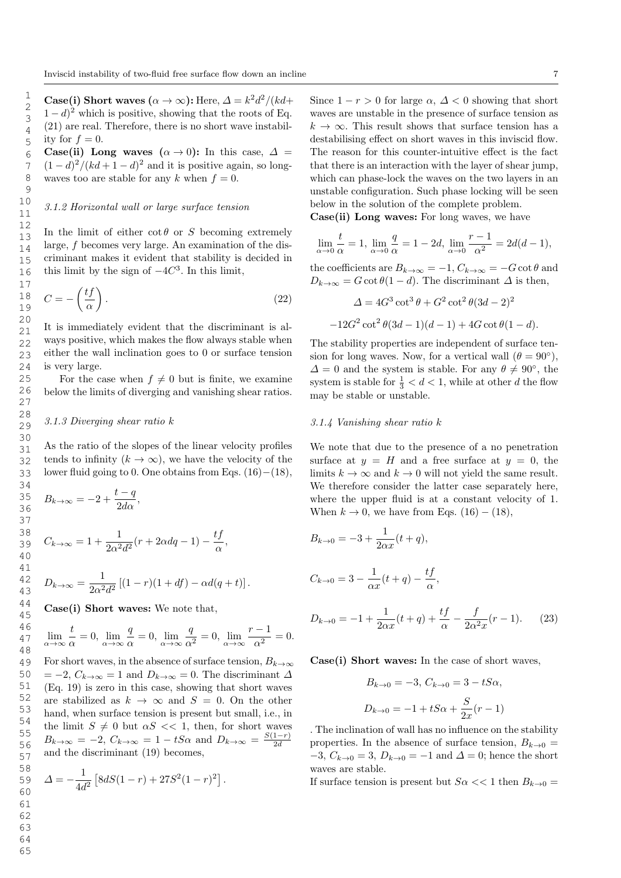**Case(i) Short waves ($\alpha \to \infty$):** Here, $\Delta = k^2 d^2/(kd + 1 - d)^2$ which is positive, showing that the roots of Eq. (21) are real. Therefore, there is no short wave instability for $f = 0$.

**Case(ii) Long waves ($\alpha \to 0$):** In this case, $\Delta = (1-d)^2/(kd+1-d)^2$ and it is positive again, so long-waves too are stable for any $k$ when $f = 0$.

### 3.1.2 Horizontal wall or large surface tension

In the limit of either $\cot\theta$ or $S$ becoming extremely large, $f$ becomes very large. An examination of the discriminant makes it evident that stability is decided in this limit by the sign of $-4C^3$. In this limit,

$$C = -\left(\frac{tf}{\alpha}\right). \tag{22}$$

It is immediately evident that the discriminant is always positive, which makes the flow always stable when either the wall inclination goes to 0 or surface tension is very large.

For the case when $f \neq 0$ but is finite, we examine below the limits of diverging and vanishing shear ratios.

### 3.1.3 Diverging shear ratio $k$

As the ratio of the slopes of the linear velocity profiles tends to infinity ($k \to \infty$), we have the velocity of the lower fluid going to 0. One obtains from Eqs. (16)−(18),

$$B_{k\to\infty} = -2 + \frac{t-q}{2d\alpha},$$

$$C_{k\to\infty} = 1 + \frac{1}{2\alpha^2 d^2}(r + 2\alpha dq - 1) - \frac{tf}{\alpha},$$

$$D_{k\to\infty} = \frac{1}{2\alpha^2 d^2}\left[(1-r)(1+df) - \alpha d(q+t)\right].$$

**Case(i) Short waves:** We note that,

$$\lim_{\alpha\to\infty}\frac{t}{\alpha} = 0,\ \lim_{\alpha\to\infty}\frac{q}{\alpha} = 0,\ \lim_{\alpha\to\infty}\frac{q}{\alpha^2} = 0,\ \lim_{\alpha\to\infty}\frac{r-1}{\alpha^2} = 0.$$

For short waves, in the absence of surface tension, $B_{k\to\infty} = -2$, $C_{k\to\infty} = 1$ and $D_{k\to\infty} = 0$. The discriminant $\Delta$ (Eq. 19) is zero in this case, showing that short waves are stabilized as $k \to \infty$ and $S = 0$. On the other hand, when surface tension is present but small, i.e., in the limit $S \neq 0$ but $\alpha S << 1$, then, for short waves $B_{k\to\infty} = -2$, $C_{k\to\infty} = 1 - tS\alpha$ and $D_{k\to\infty} = \frac{S(1-r)}{2d}$ and the discriminant (19) becomes,

$$\Delta = -\frac{1}{4d^2}\left[8dS(1-r) + 27S^2(1-r)^2\right].$$

Since $1 - r > 0$ for large $\alpha$, $\Delta < 0$ showing that short waves are unstable in the presence of surface tension as $k \to \infty$. This result shows that surface tension has a destabilising effect on short waves in this inviscid flow. The reason for this counter-intuitive effect is the fact that there is an interaction with the layer of shear jump, which can phase-lock the waves on the two layers in an unstable configuration. Such phase locking will be seen below in the solution of the complete problem.

**Case(ii) Long waves:** For long waves, we have

$$\lim_{\alpha\to 0}\frac{t}{\alpha} = 1,\ \lim_{\alpha\to 0}\frac{q}{\alpha} = 1 - 2d,\ \lim_{\alpha\to 0}\frac{r-1}{\alpha^2} = 2d(d-1),$$

the coefficients are $B_{k\to\infty} = -1$, $C_{k\to\infty} = -G\cot\theta$ and $D_{k\to\infty} = G\cot\theta(1-d)$. The discriminant $\Delta$ is then,

$$\Delta = 4G^3\cot^3\theta + G^2\cot^2\theta(3d-2)^2$$

$$-12G^2\cot^2\theta(3d-1)(d-1) + 4G\cot\theta(1-d).$$

The stability properties are independent of surface tension for long waves. Now, for a vertical wall ($\theta = 90°$), $\Delta = 0$ and the system is stable. For any $\theta \neq 90°$, the system is stable for $\frac{1}{3} < d < 1$, while at other $d$ the flow may be stable or unstable.

### 3.1.4 Vanishing shear ratio $k$

We note that due to the presence of a no penetration surface at $y = H$ and a free surface at $y = 0$, the limits $k \to \infty$ and $k \to 0$ will not yield the same result. We therefore consider the latter case separately here, where the upper fluid is at a constant velocity of 1. When $k \to 0$, we have from Eqs. (16) − (18),

$$B_{k\to 0} = -3 + \frac{1}{2\alpha x}(t+q),$$

$$C_{k\to 0} = 3 - \frac{1}{\alpha x}(t+q) - \frac{tf}{\alpha},$$

$$D_{k\to 0} = -1 + \frac{1}{2\alpha x}(t+q) + \frac{tf}{\alpha} - \frac{f}{2\alpha^2 x}(r-1). \tag{23}$$

**Case(i) Short waves:** In the case of short waves,

$$B_{k\to 0} = -3,\ C_{k\to 0} = 3 - tS\alpha,$$

$$D_{k\to 0} = -1 + tS\alpha + \frac{S}{2x}(r-1)$$

. The inclination of wall has no influence on the stability properties. In the absence of surface tension, $B_{k\to 0} = -3$, $C_{k\to 0} = 3$, $D_{k\to 0} = -1$ and $\Delta = 0$; hence the short waves are stable.

If surface tension is present but $S\alpha << 1$ then $B_{k\to 0} =$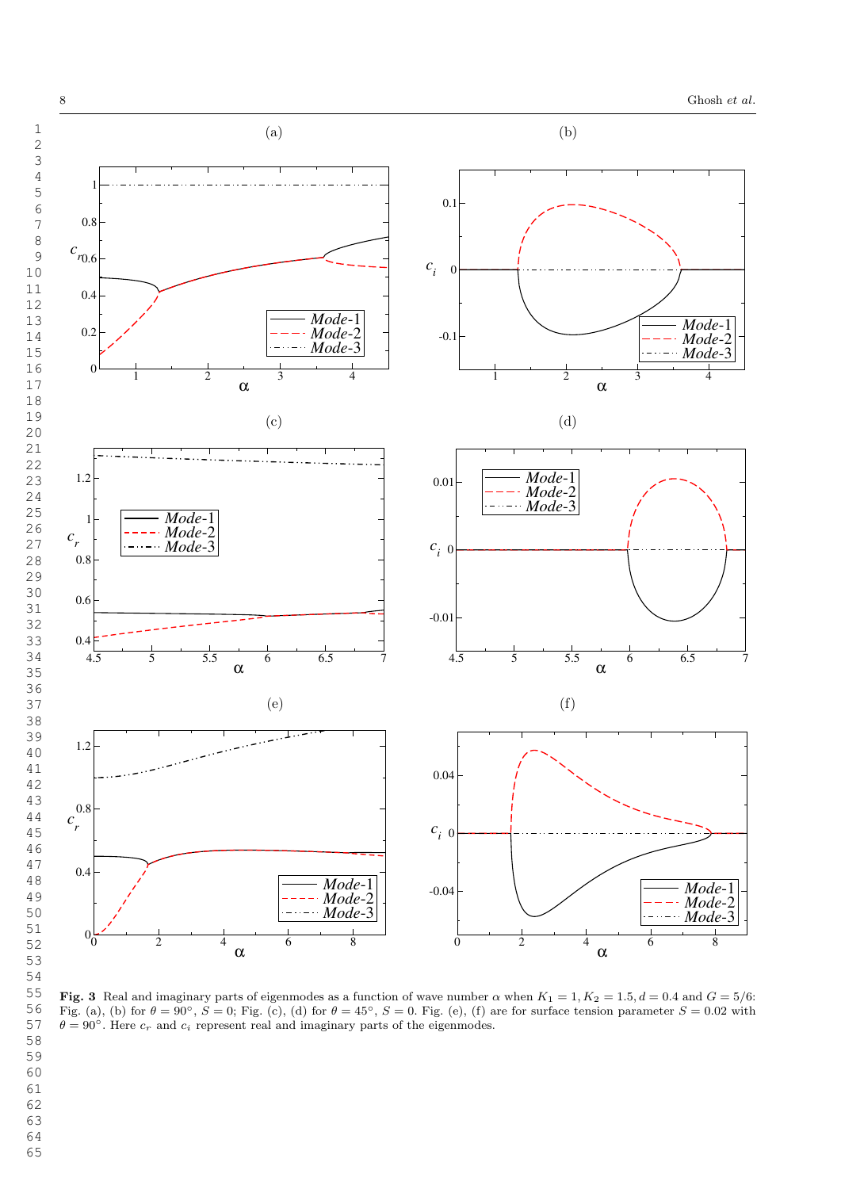Fig. 3 Real and imaginary parts of eigenmodes as a function of wave number $\alpha$ when $K_1 = 1, K_2 = 1.5, d = 0.4$ and $G = 5/6$: Fig. (a), (b) for $\theta = 90°$, $S = 0$; Fig. (c), (d) for $\theta = 45°$, $S = 0$. Fig. (e), (f) are for surface tension parameter $S = 0.02$ with $\theta = 90°$. Here $c_r$ and $c_i$ represent real and imaginary parts of the eigenmodes.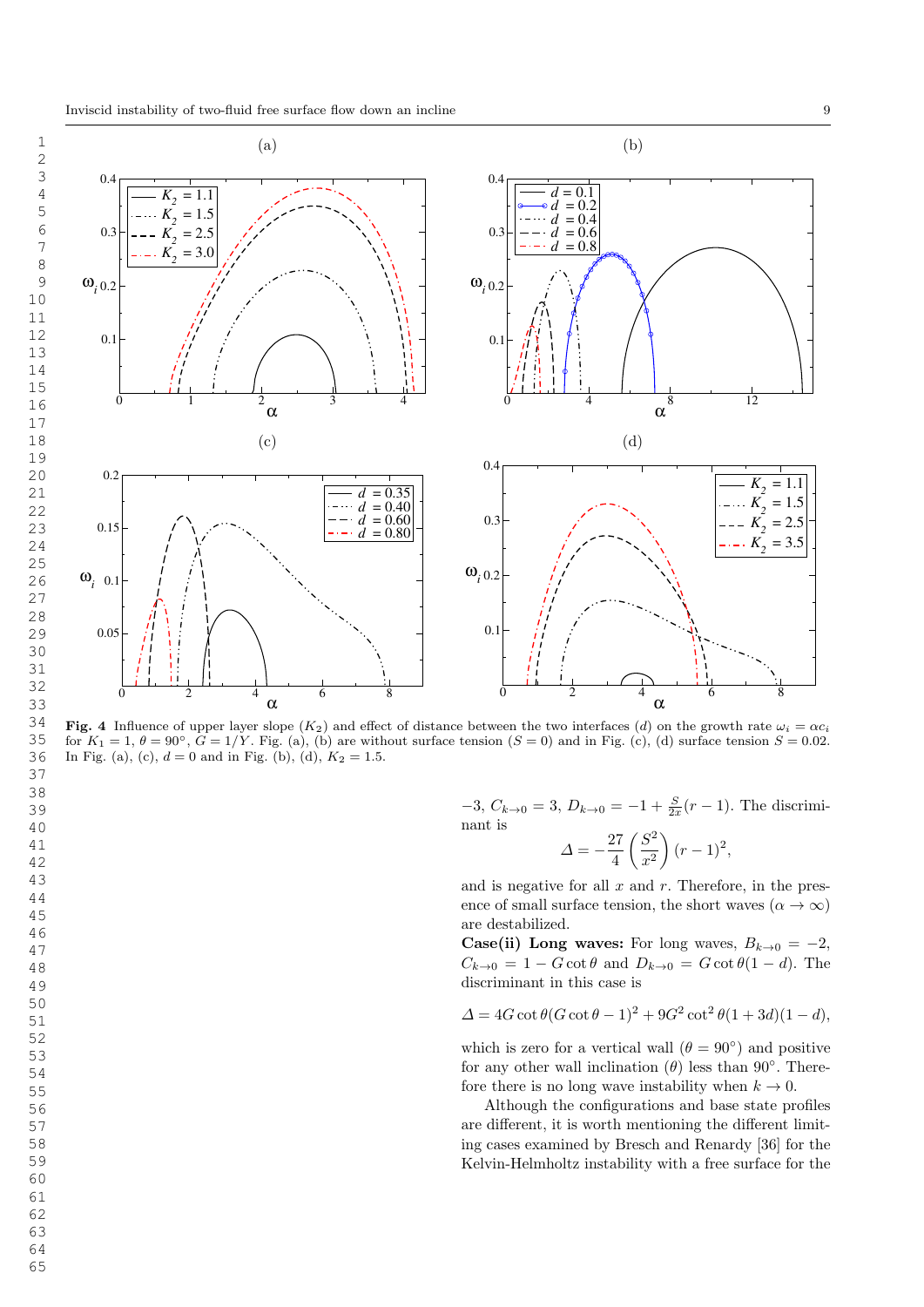**Fig. 4** Influence of upper layer slope ($K_2$) and effect of distance between the two interfaces ($d$) on the growth rate $\omega_i = \alpha c_i$ for $K_1 = 1$, $\theta = 90°$, $G = 1/Y$. Fig. (a), (b) are without surface tension ($S = 0$) and in Fig. (c), (d) surface tension $S = 0.02$. In Fig. (a), (c), $d = 0$ and in Fig. (b), (d), $K_2 = 1.5$.

$-3$, $C_{k\to 0} = 3$, $D_{k\to 0} = -1 + \frac{S}{2x}(r-1)$. The discriminant is

$$\Delta = -\frac{27}{4}\left(\frac{S^2}{x^2}\right)(r-1)^2,$$

and is negative for all $x$ and $r$. Therefore, in the presence of small surface tension, the short waves ($\alpha \to \infty$) are destabilized.

**Case(ii) Long waves:** For long waves, $B_{k\to 0} = -2$, $C_{k\to 0} = 1 - G\cot\theta$ and $D_{k\to 0} = G\cot\theta(1-d)$. The discriminant in this case is

$$\Delta = 4G\cot\theta(G\cot\theta - 1)^2 + 9G^2\cot^2\theta(1+3d)(1-d),$$

which is zero for a vertical wall ($\theta = 90°$) and positive for any other wall inclination ($\theta$) less than $90°$. Therefore there is no long wave instability when $k \to 0$.

Although the configurations and base state profiles are different, it is worth mentioning the different limiting cases examined by Bresch and Renardy [36] for the Kelvin-Helmholtz instability with a free surface for the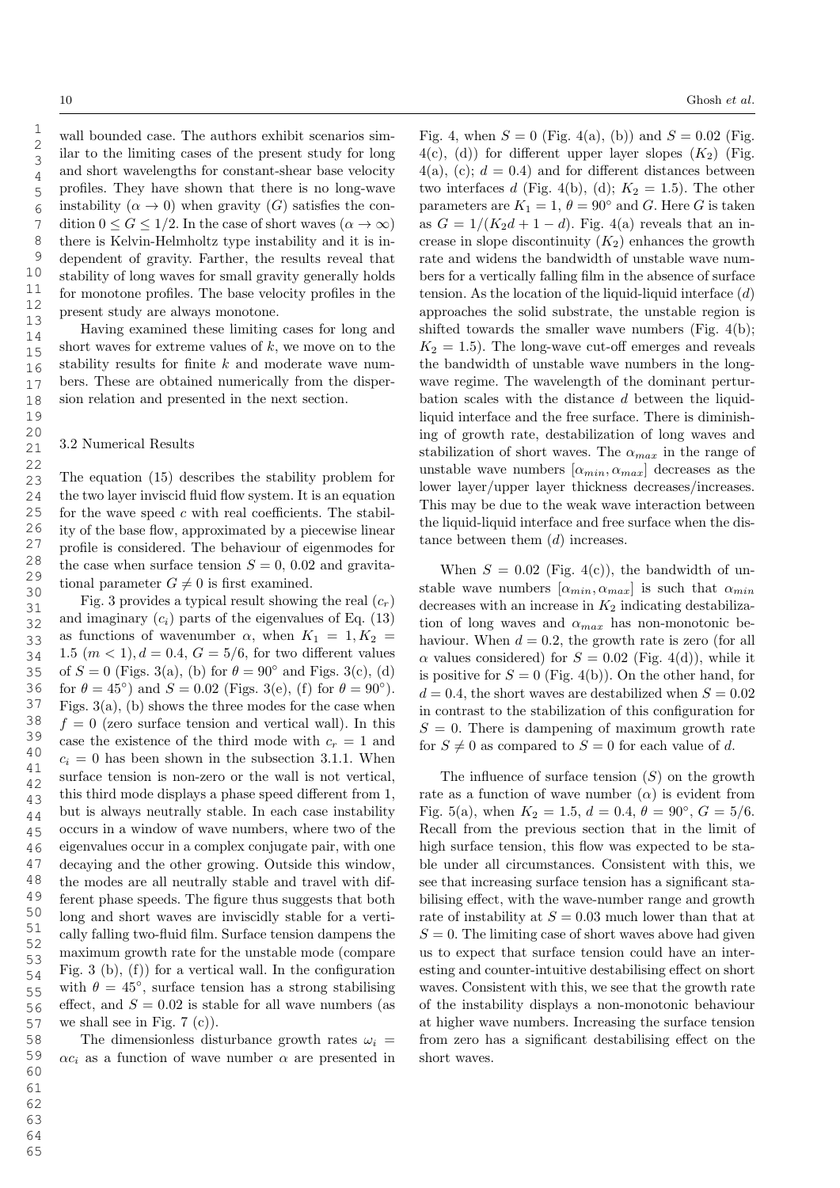wall bounded case. The authors exhibit scenarios similar to the limiting cases of the present study for long and short wavelengths for constant-shear base velocity profiles. They have shown that there is no long-wave instability ($\alpha \to 0$) when gravity ($G$) satisfies the condition $0 \leq G \leq 1/2$. In the case of short waves ($\alpha \to \infty$) there is Kelvin-Helmholtz type instability and it is independent of gravity. Farther, the results reveal that stability of long waves for small gravity generally holds for monotone profiles. The base velocity profiles in the present study are always monotone.

Having examined these limiting cases for long and short waves for extreme values of $k$, we move on to the stability results for finite $k$ and moderate wave numbers. These are obtained numerically from the dispersion relation and presented in the next section.

### 3.2 Numerical Results

The equation (15) describes the stability problem for the two layer inviscid fluid flow system. It is an equation for the wave speed $c$ with real coefficients. The stability of the base flow, approximated by a piecewise linear profile is considered. The behaviour of eigenmodes for the case when surface tension $S = 0$, 0.02 and gravitational parameter $G \neq 0$ is first examined.

Fig. 3 provides a typical result showing the real ($c_r$) and imaginary ($c_i$) parts of the eigenvalues of Eq. (13) as functions of wavenumber $\alpha$, when $K_1 = 1, K_2 = 1.5$ ($m < 1$), $d = 0.4$, $G = 5/6$, for two different values of $S = 0$ (Figs. 3(a), (b) for $\theta = 90^{\circ}$ and Figs. 3(c), (d) for $\theta = 45^{\circ}$) and $S = 0.02$ (Figs. 3(e), (f) for $\theta = 90^{\circ}$). Figs. 3(a), (b) shows the three modes for the case when $f = 0$ (zero surface tension and vertical wall). In this case the existence of the third mode with $c_r = 1$ and $c_i = 0$ has been shown in the subsection 3.1.1. When surface tension is non-zero or the wall is not vertical, this third mode displays a phase speed different from 1, but is always neutrally stable. In each case instability occurs in a window of wave numbers, where two of the eigenvalues occur in a complex conjugate pair, with one decaying and the other growing. Outside this window, the modes are all neutrally stable and travel with different phase speeds. The figure thus suggests that both long and short waves are inviscidly stable for a vertically falling two-fluid film. Surface tension dampens the maximum growth rate for the unstable mode (compare Fig. 3 (b), (f)) for a vertical wall. In the configuration with $\theta = 45^{\circ}$, surface tension has a strong stabilising effect, and $S = 0.02$ is stable for all wave numbers (as we shall see in Fig. 7 (c)).

The dimensionless disturbance growth rates $\omega_i = \alpha c_i$ as a function of wave number $\alpha$ are presented in Fig. 4, when $S = 0$ (Fig. 4(a), (b)) and $S = 0.02$ (Fig. 4(c), (d)) for different upper layer slopes ($K_2$) (Fig. 4(a), (c); $d = 0.4$) and for different distances between two interfaces $d$ (Fig. 4(b), (d); $K_2 = 1.5$). The other parameters are $K_1 = 1$, $\theta = 90^{\circ}$ and $G$. Here $G$ is taken as $G = 1/(K_2 d + 1 - d)$. Fig. 4(a) reveals that an increase in slope discontinuity ($K_2$) enhances the growth rate and widens the bandwidth of unstable wave numbers for a vertically falling film in the absence of surface tension. As the location of the liquid-liquid interface ($d$) approaches the solid substrate, the unstable region is shifted towards the smaller wave numbers (Fig. 4(b); $K_2 = 1.5$). The long-wave cut-off emerges and reveals the bandwidth of unstable wave numbers in the long-wave regime. The wavelength of the dominant perturbation scales with the distance $d$ between the liquid-liquid interface and the free surface. There is diminishing of growth rate, destabilization of long waves and stabilization of short waves. The $\alpha_{max}$ in the range of unstable wave numbers $[\alpha_{min}, \alpha_{max}]$ decreases as the lower layer/upper layer thickness decreases/increases. This may be due to the weak wave interaction between the liquid-liquid interface and free surface when the distance between them ($d$) increases.

When $S = 0.02$ (Fig. 4(c)), the bandwidth of unstable wave numbers $[\alpha_{min}, \alpha_{max}]$ is such that $\alpha_{min}$ decreases with an increase in $K_2$ indicating destabilization of long waves and $\alpha_{max}$ has non-monotonic behaviour. When $d = 0.2$, the growth rate is zero (for all $\alpha$ values considered) for $S = 0.02$ (Fig. 4(d)), while it is positive for $S = 0$ (Fig. 4(b)). On the other hand, for $d = 0.4$, the short waves are destabilized when $S = 0.02$ in contrast to the stabilization of this configuration for $S = 0$. There is dampening of maximum growth rate for $S \neq 0$ as compared to $S = 0$ for each value of $d$.

The influence of surface tension ($S$) on the growth rate as a function of wave number ($\alpha$) is evident from Fig. 5(a), when $K_2 = 1.5$, $d = 0.4$, $\theta = 90^{\circ}$, $G = 5/6$. Recall from the previous section that in the limit of high surface tension, this flow was expected to be stable under all circumstances. Consistent with this, we see that increasing surface tension has a significant stabilising effect, with the wave-number range and growth rate of instability at $S = 0.03$ much lower than that at $S = 0$. The limiting case of short waves above had given us to expect that surface tension could have an interesting and counter-intuitive destabilising effect on short waves. Consistent with this, we see that the growth rate of the instability displays a non-monotonic behaviour at higher wave numbers. Increasing the surface tension from zero has a significant destabilising effect on the short waves.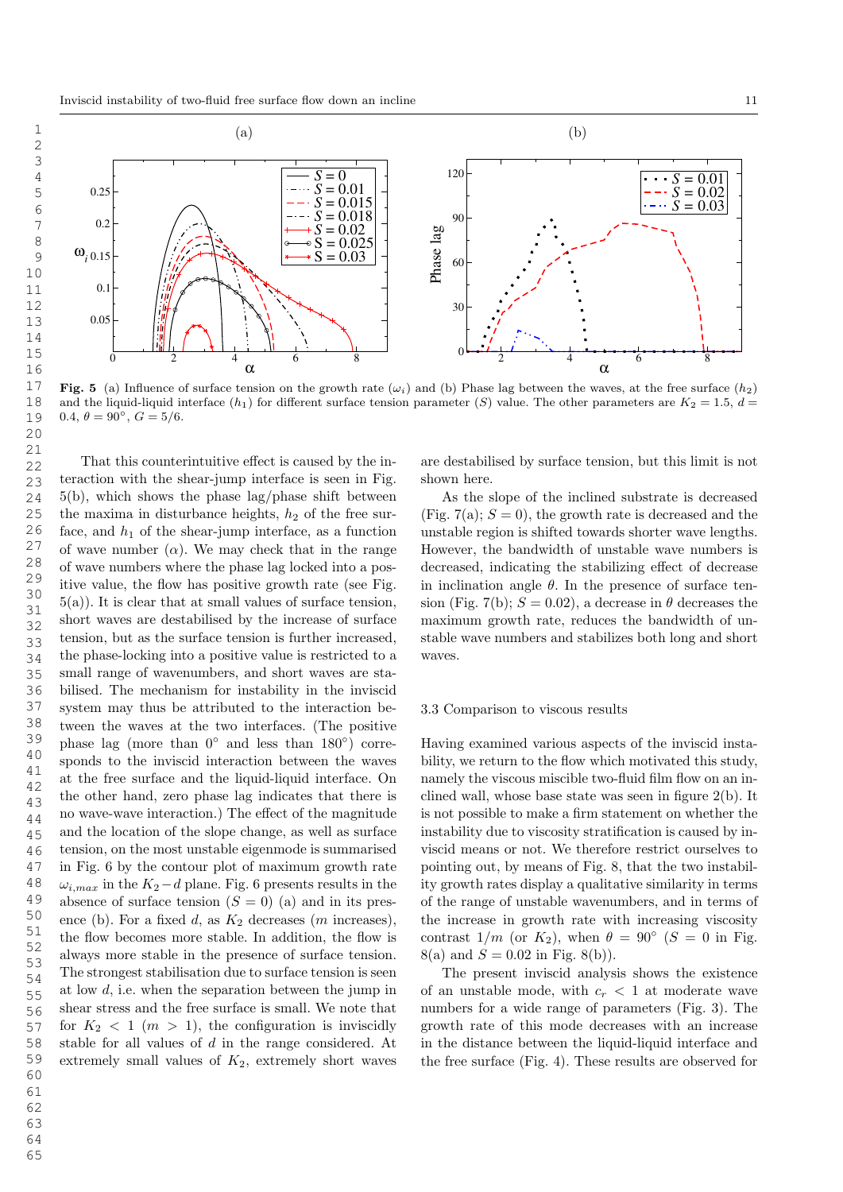**Fig. 5** (a) Influence of surface tension on the growth rate ($\omega_i$) and (b) Phase lag between the waves, at the free surface ($h_2$) and the liquid-liquid interface ($h_1$) for different surface tension parameter ($S$) value. The other parameters are $K_2 = 1.5$, $d = 0.4$, $\theta = 90°$, $G = 5/6$.

That this counterintuitive effect is caused by the interaction with the shear-jump interface is seen in Fig. 5(b), which shows the phase lag/phase shift between the maxima in disturbance heights, $h_2$ of the free surface, and $h_1$ of the shear-jump interface, as a function of wave number ($\alpha$). We may check that in the range of wave numbers where the phase lag locked into a positive value, the flow has positive growth rate (see Fig. 5(a)). It is clear that at small values of surface tension, short waves are destabilised by the increase of surface tension, but as the surface tension is further increased, the phase-locking into a positive value is restricted to a small range of wavenumbers, and short waves are stabilised. The mechanism for instability in the inviscid system may thus be attributed to the interaction between the waves at the two interfaces. (The positive phase lag (more than 0° and less than 180°) corresponds to the inviscid interaction between the waves at the free surface and the liquid-liquid interface. On the other hand, zero phase lag indicates that there is no wave-wave interaction.) The effect of the magnitude and the location of the slope change, as well as surface tension, on the most unstable eigenmode is summarised in Fig. 6 by the contour plot of maximum growth rate $\omega_{i,max}$ in the $K_2 - d$ plane. Fig. 6 presents results in the absence of surface tension ($S = 0$) (a) and in its presence (b). For a fixed $d$, as $K_2$ decreases ($m$ increases), the flow becomes more stable. In addition, the flow is always more stable in the presence of surface tension. The strongest stabilisation due to surface tension is seen at low $d$, i.e. when the separation between the jump in shear stress and the free surface is small. We note that for $K_2 < 1$ ($m > 1$), the configuration is inviscidly stable for all values of $d$ in the range considered. At extremely small values of $K_2$, extremely short waves are destabilised by surface tension, but this limit is not shown here.

As the slope of the inclined substrate is decreased (Fig. 7(a); $S = 0$), the growth rate is decreased and the unstable region is shifted towards shorter wave lengths. However, the bandwidth of unstable wave numbers is decreased, indicating the stabilizing effect of decrease in inclination angle $\theta$. In the presence of surface tension (Fig. 7(b); $S = 0.02$), a decrease in $\theta$ decreases the maximum growth rate, reduces the bandwidth of unstable wave numbers and stabilizes both long and short waves.

### 3.3 Comparison to viscous results

Having examined various aspects of the inviscid instability, we return to the flow which motivated this study, namely the viscous miscible two-fluid film flow on an inclined wall, whose base state was seen in figure 2(b). It is not possible to make a firm statement on whether the instability due to viscosity stratification is caused by inviscid means or not. We therefore restrict ourselves to pointing out, by means of Fig. 8, that the two instability growth rates display a qualitative similarity in terms of the range of unstable wavenumbers, and in terms of the increase in growth rate with increasing viscosity contrast $1/m$ (or $K_2$), when $\theta = 90°$ ($S = 0$ in Fig. 8(a) and $S = 0.02$ in Fig. 8(b)).

The present inviscid analysis shows the existence of an unstable mode, with $c_r < 1$ at moderate wave numbers for a wide range of parameters (Fig. 3). The growth rate of this mode decreases with an increase in the distance between the liquid-liquid interface and the free surface (Fig. 4). These results are observed for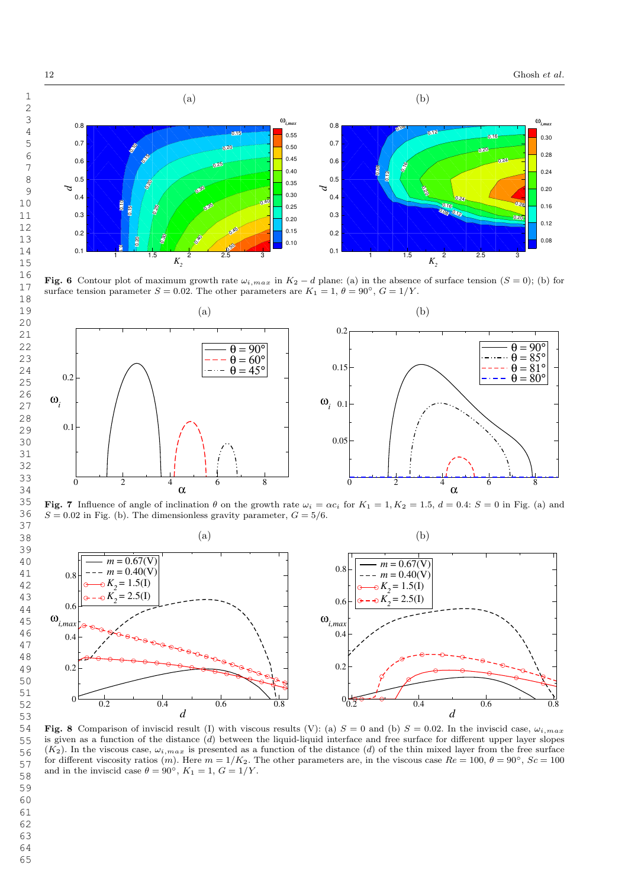**Fig. 6** Contour plot of maximum growth rate $\omega_{i,max}$ in $K_2 - d$ plane: (a) in the absence of surface tension ($S = 0$); (b) for surface tension parameter $S = 0.02$. The other parameters are $K_1 = 1$, $\theta = 90°$, $G = 1/Y$.

**Fig. 7** Influence of angle of inclination $\theta$ on the growth rate $\omega_i = \alpha c_i$ for $K_1 = 1, K_2 = 1.5$, $d = 0.4$: $S = 0$ in Fig. (a) and $S = 0.02$ in Fig. (b). The dimensionless gravity parameter, $G = 5/6$.

**Fig. 8** Comparison of inviscid result (I) with viscous results (V): (a) $S = 0$ and (b) $S = 0.02$. In the inviscid case, $\omega_{i,max}$ is given as a function of the distance ($d$) between the liquid-liquid interface and free surface for different upper layer slopes ($K_2$). In the viscous case, $\omega_{i,max}$ is presented as a function of the distance ($d$) of the thin mixed layer from the free surface for different viscosity ratios ($m$). Here $m = 1/K_2$. The other parameters are, in the viscous case $Re = 100$, $\theta = 90°$, $Sc = 100$ and in the inviscid case $\theta = 90°$, $K_1 = 1$, $G = 1/Y$.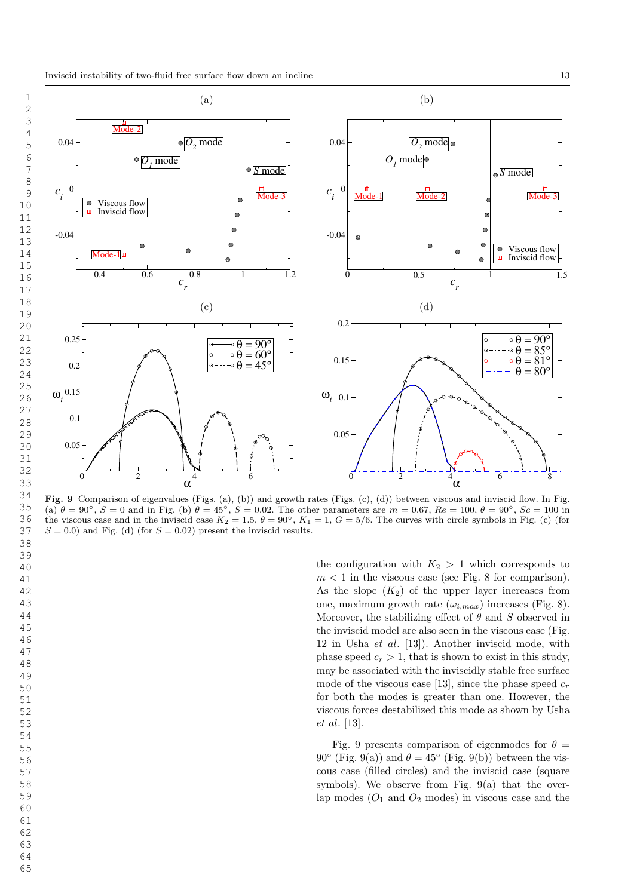**Fig. 9** Comparison of eigenvalues (Figs. (a), (b)) and growth rates (Figs. (c), (d)) between viscous and inviscid flow. In Fig. (a) $\theta = 90°$, $S = 0$ and in Fig. (b) $\theta = 45°$, $S = 0.02$. The other parameters are $m = 0.67$, $Re = 100$, $\theta = 90°$, $Sc = 100$ in the viscous case and in the inviscid case $K_2 = 1.5$, $\theta = 90°$, $K_1 = 1$, $G = 5/6$. The curves with circle symbols in Fig. (c) (for $S = 0.0$) and Fig. (d) (for $S = 0.02$) present the inviscid results.

the configuration with $K_2 > 1$ which corresponds to $m < 1$ in the viscous case (see Fig. 8 for comparison). As the slope ($K_2$) of the upper layer increases from one, maximum growth rate ($\omega_{i,max}$) increases (Fig. 8). Moreover, the stabilizing effect of $\theta$ and $S$ observed in the inviscid model are also seen in the viscous case (Fig. 12 in Usha *et al.* [13]). Another inviscid mode, with phase speed $c_r > 1$, that is shown to exist in this study, may be associated with the inviscidly stable free surface mode of the viscous case [13], since the phase speed $c_r$ for both the modes is greater than one. However, the viscous forces destabilized this mode as shown by Usha *et al.* [13].

Fig. 9 presents comparison of eigenmodes for $\theta = 90°$ (Fig. 9(a)) and $\theta = 45°$ (Fig. 9(b)) between the viscous case (filled circles) and the inviscid case (square symbols). We observe from Fig. 9(a) that the overlap modes ($O_1$ and $O_2$ modes) in viscous case and the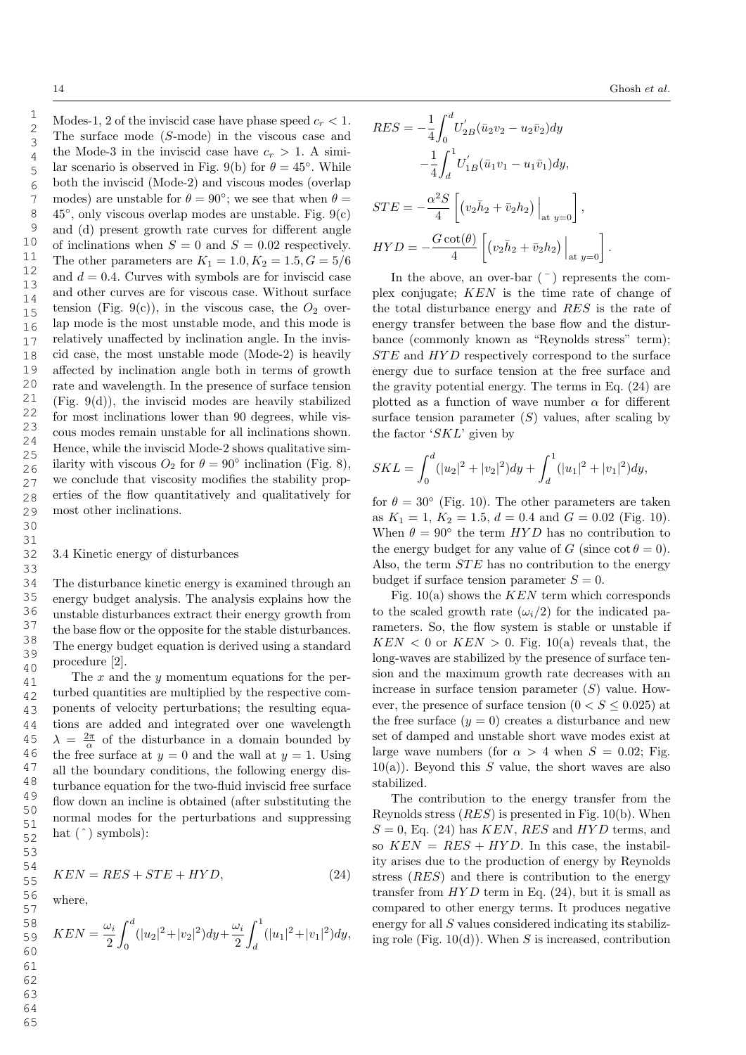Modes-1, 2 of the inviscid case have phase speed $c_r < 1$. The surface mode ($S$-mode) in the viscous case and the Mode-3 in the inviscid case have $c_r > 1$. A similar scenario is observed in Fig. 9(b) for $\theta = 45^{\circ}$. While both the inviscid (Mode-2) and viscous modes (overlap modes) are unstable for $\theta = 90^{\circ}$; we see that when $\theta = 45^{\circ}$, only viscous overlap modes are unstable. Fig. 9(c) and (d) present growth rate curves for different angle of inclinations when $S = 0$ and $S = 0.02$ respectively. The other parameters are $K_1 = 1.0, K_2 = 1.5, G = 5/6$ and $d = 0.4$. Curves with symbols are for inviscid case and other curves are for viscous case. Without surface tension (Fig. 9(c)), in the viscous case, the $O_2$ overlap mode is the most unstable mode, and this mode is relatively unaffected by inclination angle. In the inviscid case, the most unstable mode (Mode-2) is heavily affected by inclination angle both in terms of growth rate and wavelength. In the presence of surface tension (Fig. 9(d)), the inviscid modes are heavily stabilized for most inclinations lower than 90 degrees, while viscous modes remain unstable for all inclinations shown. Hence, while the inviscid Mode-2 shows qualitative similarity with viscous $O_2$ for $\theta = 90^{\circ}$ inclination (Fig. 8), we conclude that viscosity modifies the stability properties of the flow quantitatively and qualitatively for most other inclinations.

### 3.4 Kinetic energy of disturbances

The disturbance kinetic energy is examined through an energy budget analysis. The analysis explains how the unstable disturbances extract their energy growth from the base flow or the opposite for the stable disturbances. The energy budget equation is derived using a standard procedure [2].

The $x$ and the $y$ momentum equations for the perturbed quantities are multiplied by the respective components of velocity perturbations; the resulting equations are added and integrated over one wavelength $\lambda = \frac{2\pi}{\alpha}$ of the disturbance in a domain bounded by the free surface at $y = 0$ and the wall at $y = 1$. Using all the boundary conditions, the following energy disturbance equation for the two-fluid inviscid free surface flow down an incline is obtained (after substituting the normal modes for the perturbations and suppressing hat ( $\hat{}$ ) symbols):

$$KEN = RES + STE + HYD, \tag{24}$$

where,

$$KEN = \frac{\omega_i}{2}\int_0^d (|u_2|^2+|v_2|^2)dy + \frac{\omega_i}{2}\int_d^1 (|u_1|^2+|v_1|^2)dy,$$

$$RES = -\frac{1}{4}\int_0^d U_{2B}^{'}(\bar{u}_2 v_2 - u_2\bar{v}_2)dy - \frac{1}{4}\int_d^1 U_{1B}^{'}(\bar{u}_1 v_1 - u_1\bar{v}_1)dy,$$

$$STE = -\frac{\alpha^2 S}{4}\left[\left(v_2\bar{h}_2 + \bar{v}_2 h_2\right)\Big|_{\text{at } y=0}\right],$$

$$HYD = -\frac{G\cot(\theta)}{4}\left[\left(v_2\bar{h}_2 + \bar{v}_2 h_2\right)\Big|_{\text{at } y=0}\right].$$

In the above, an over-bar ( $\bar{}$ ) represents the complex conjugate; $KEN$ is the time rate of change of the total disturbance energy and $RES$ is the rate of energy transfer between the base flow and the disturbance (commonly known as "Reynolds stress" term); $STE$ and $HYD$ respectively correspond to the surface energy due to surface tension at the free surface and the gravity potential energy. The terms in Eq. (24) are plotted as a function of wave number $\alpha$ for different surface tension parameter ($S$) values, after scaling by the factor '$SKL$' given by

$$SKL = \int_0^d (|u_2|^2 + |v_2|^2)dy + \int_d^1 (|u_1|^2 + |v_1|^2)dy,$$

for $\theta = 30^{\circ}$ (Fig. 10). The other parameters are taken as $K_1 = 1$, $K_2 = 1.5$, $d = 0.4$ and $G = 0.02$ (Fig. 10). When $\theta = 90^{\circ}$ the term $HYD$ has no contribution to the energy budget for any value of $G$ (since $\cot\theta = 0$). Also, the term $STE$ has no contribution to the energy budget if surface tension parameter $S = 0$.

Fig. 10(a) shows the $KEN$ term which corresponds to the scaled growth rate ($\omega_i/2$) for the indicated parameters. So, the flow system is stable or unstable if $KEN < 0$ or $KEN > 0$. Fig. 10(a) reveals that, the long-waves are stabilized by the presence of surface tension and the maximum growth rate decreases with an increase in surface tension parameter ($S$) value. However, the presence of surface tension ($0 < S \leq 0.025$) at the free surface ($y = 0$) creates a disturbance and new set of damped and unstable short wave modes exist at large wave numbers (for $\alpha > 4$ when $S = 0.02$; Fig. 10(a)). Beyond this $S$ value, the short waves are also stabilized.

The contribution to the energy transfer from the Reynolds stress ($RES$) is presented in Fig. 10(b). When $S = 0$, Eq. (24) has $KEN$, $RES$ and $HYD$ terms, and so $KEN = RES + HYD$. In this case, the instability arises due to the production of energy by Reynolds stress ($RES$) and there is contribution to the energy transfer from $HYD$ term in Eq. (24), but it is small as compared to other energy terms. It produces negative energy for all $S$ values considered indicating its stabilizing role (Fig. 10(d)). When $S$ is increased, contribution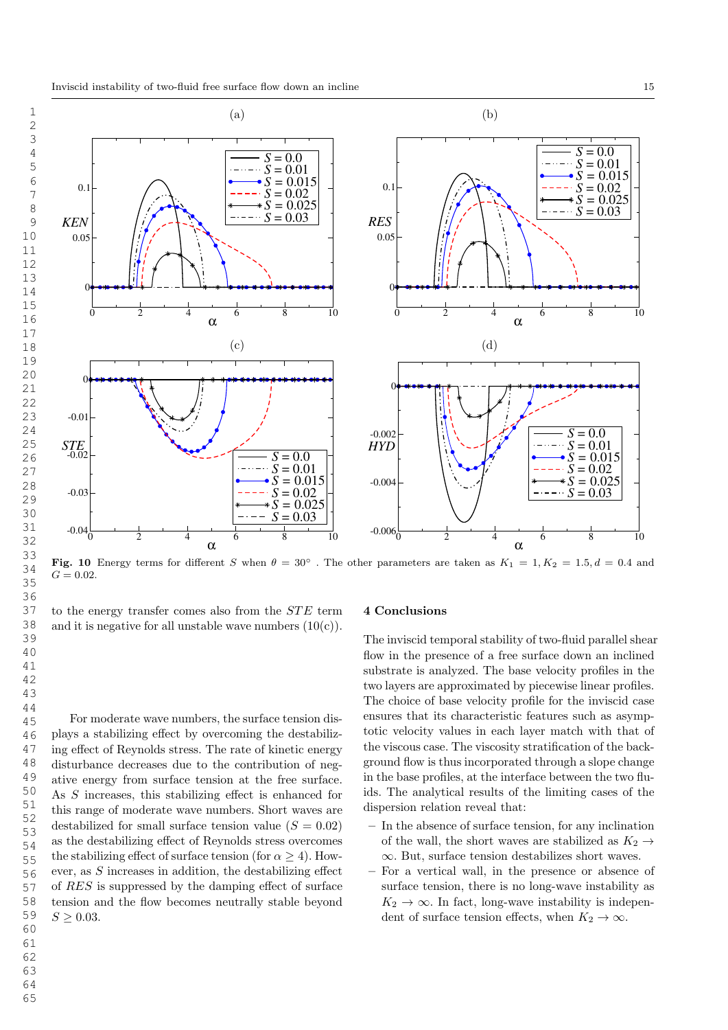**Fig. 10** Energy terms for different $S$ when $\theta = 30°$ . The other parameters are taken as $K_1 = 1, K_2 = 1.5, d = 0.4$ and $G = 0.02$.

to the energy transfer comes also from the $STE$ term and it is negative for all unstable wave numbers (10(c)).

For moderate wave numbers, the surface tension displays a stabilizing effect by overcoming the destabilizing effect of Reynolds stress. The rate of kinetic energy disturbance decreases due to the contribution of negative energy from surface tension at the free surface. As $S$ increases, this stabilizing effect is enhanced for this range of moderate wave numbers. Short waves are destabilized for small surface tension value ($S = 0.02$) as the destabilizing effect of Reynolds stress overcomes the stabilizing effect of surface tension (for $\alpha \geq 4$). However, as $S$ increases in addition, the destabilizing effect of $RES$ is suppressed by the damping effect of surface tension and the flow becomes neutrally stable beyond $S \geq 0.03$.

## 4 Conclusions

The inviscid temporal stability of two-fluid parallel shear flow in the presence of a free surface down an inclined substrate is analyzed. The base velocity profiles in the two layers are approximated by piecewise linear profiles. The choice of base velocity profile for the inviscid case ensures that its characteristic features such as asymptotic velocity values in each layer match with that of the viscous case. The viscosity stratification of the background flow is thus incorporated through a slope change in the base profiles, at the interface between the two fluids. The analytical results of the limiting cases of the dispersion relation reveal that:

– In the absence of surface tension, for any inclination of the wall, the short waves are stabilized as $K_2 \to \infty$. But, surface tension destabilizes short waves.
– For a vertical wall, in the presence or absence of surface tension, there is no long-wave instability as $K_2 \to \infty$. In fact, long-wave instability is independent of surface tension effects, when $K_2 \to \infty$.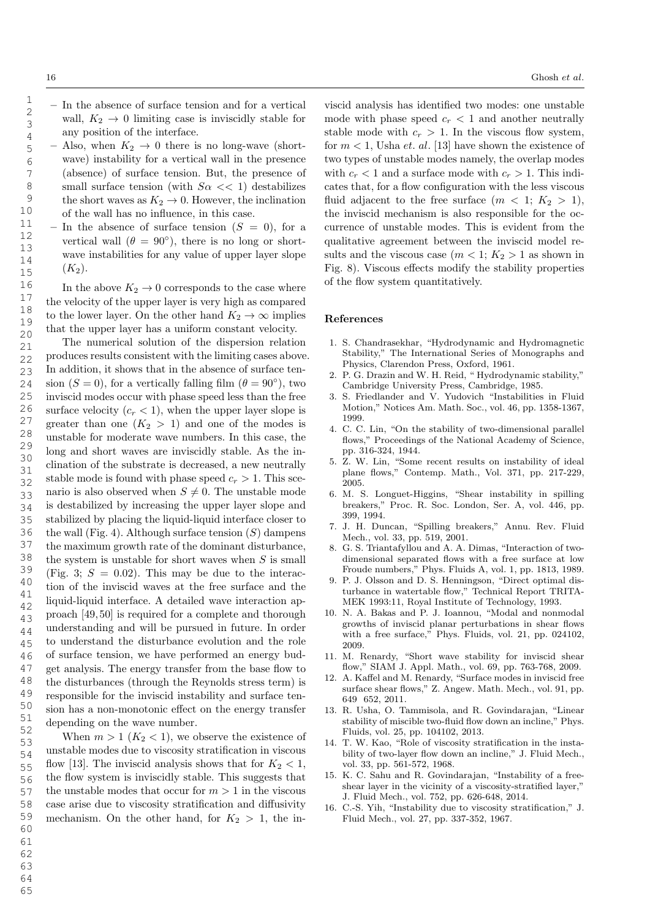- In the absence of surface tension and for a vertical wall, $K_2 \to 0$ limiting case is inviscidly stable for any position of the interface.
- Also, when $K_2 \to 0$ there is no long-wave (short-wave) instability for a vertical wall in the presence (absence) of surface tension. But, the presence of small surface tension (with $S\alpha << 1$) destabilizes the short waves as $K_2 \to 0$. However, the inclination of the wall has no influence, in this case.
- In the absence of surface tension ($S = 0$), for a vertical wall ($\theta = 90^{\circ}$), there is no long or short-wave instabilities for any value of upper layer slope ($K_2$).

In the above $K_2 \to 0$ corresponds to the case where the velocity of the upper layer is very high as compared to the lower layer. On the other hand $K_2 \to \infty$ implies that the upper layer has a uniform constant velocity.

The numerical solution of the dispersion relation produces results consistent with the limiting cases above. In addition, it shows that in the absence of surface tension ($S = 0$), for a vertically falling film ($\theta = 90^{\circ}$), two inviscid modes occur with phase speed less than the free surface velocity ($c_r < 1$), when the upper layer slope is greater than one ($K_2 > 1$) and one of the modes is unstable for moderate wave numbers. In this case, the long and short waves are inviscidly stable. As the inclination of the substrate is decreased, a new neutrally stable mode is found with phase speed $c_r > 1$. This scenario is also observed when $S \neq 0$. The unstable mode is destabilized by increasing the upper layer slope and stabilized by placing the liquid-liquid interface closer to the wall (Fig. 4). Although surface tension ($S$) dampens the maximum growth rate of the dominant disturbance, the system is unstable for short waves when $S$ is small (Fig. 3; $S = 0.02$). This may be due to the interaction of the inviscid waves at the free surface and the liquid-liquid interface. A detailed wave interaction approach [49, 50] is required for a complete and thorough understanding and will be pursued in future. In order to understand the disturbance evolution and the role of surface tension, we have performed an energy budget analysis. The energy transfer from the base flow to the disturbances (through the Reynolds stress term) is responsible for the inviscid instability and surface tension has a non-monotonic effect on the energy transfer depending on the wave number.

When $m > 1$ ($K_2 < 1$), we observe the existence of unstable modes due to viscosity stratification in viscous flow [13]. The inviscid analysis shows that for $K_2 < 1$, the flow system is inviscidly stable. This suggests that the unstable modes that occur for $m > 1$ in the viscous case arise due to viscosity stratification and diffusivity mechanism. On the other hand, for $K_2 > 1$, the inviscid analysis has identified two modes: one unstable mode with phase speed $c_r < 1$ and another neutrally stable mode with $c_r > 1$. In the viscous flow system, for $m < 1$, Usha *et. al.* [13] have shown the existence of two types of unstable modes namely, the overlap modes with $c_r < 1$ and a surface mode with $c_r > 1$. This indicates that, for a flow configuration with the less viscous fluid adjacent to the free surface ($m < 1$; $K_2 > 1$), the inviscid mechanism is also responsible for the occurrence of unstable modes. This is evident from the qualitative agreement between the inviscid model results and the viscous case ($m < 1$; $K_2 > 1$ as shown in Fig. 8). Viscous effects modify the stability properties of the flow system quantitatively.

## References

1. S. Chandrasekhar, "Hydrodynamic and Hydromagnetic Stability," The International Series of Monographs and Physics, Clarendon Press, Oxford, 1961.
2. P. G. Drazin and W. H. Reid, " Hydrodynamic stability," Cambridge University Press, Cambridge, 1985.
3. S. Friedlander and V. Yudovich "Instabilities in Fluid Motion," Notices Am. Math. Soc., vol. 46, pp. 1358-1367, 1999.
4. C. C. Lin, "On the stability of two-dimensional parallel flows," Proceedings of the National Academy of Science, pp. 316-324, 1944.
5. Z. W. Lin, "Some recent results on instability of ideal plane flows," Contemp. Math., Vol. 371, pp. 217-229, 2005.
6. M. S. Longuet-Higgins, "Shear instability in spilling breakers," Proc. R. Soc. London, Ser. A, vol. 446, pp. 399, 1994.
7. J. H. Duncan, "Spilling breakers," Annu. Rev. Fluid Mech., vol. 33, pp. 519, 2001.
8. G. S. Triantafyllou and A. A. Dimas, "Interaction of two-dimensional separated flows with a free surface at low Froude numbers," Phys. Fluids A, vol. 1, pp. 1813, 1989.
9. P. J. Olsson and D. S. Henningson, "Direct optimal disturbance in watertable flow," Technical Report TRITA-MEK 1993:11, Royal Institute of Technology, 1993.
10. N. A. Bakas and P. J. Ioannou, "Modal and nonmodal growths of inviscid planar perturbations in shear flows with a free surface," Phys. Fluids, vol. 21, pp. 024102, 2009.
11. M. Renardy, "Short wave stability for inviscid shear flow," SIAM J. Appl. Math., vol. 69, pp. 763-768, 2009.
12. A. Kaffel and M. Renardy, "Surface modes in inviscid free surface shear flows," Z. Angew. Math. Mech., vol. 91, pp. 649 652, 2011.
13. R. Usha, O. Tammisola, and R. Govindarajan, "Linear stability of miscible two-fluid flow down an incline," Phys. Fluids, vol. 25, pp. 104102, 2013.
14. T. W. Kao, "Role of viscosity stratification in the instability of two-layer flow down an incline," J. Fluid Mech., vol. 33, pp. 561-572, 1968.
15. K. C. Sahu and R. Govindarajan, "Instability of a free-shear layer in the vicinity of a viscosity-stratified layer," J. Fluid Mech., vol. 752, pp. 626-648, 2014.
16. C.-S. Yih, "Instability due to viscosity stratification," J. Fluid Mech., vol. 27, pp. 337-352, 1967.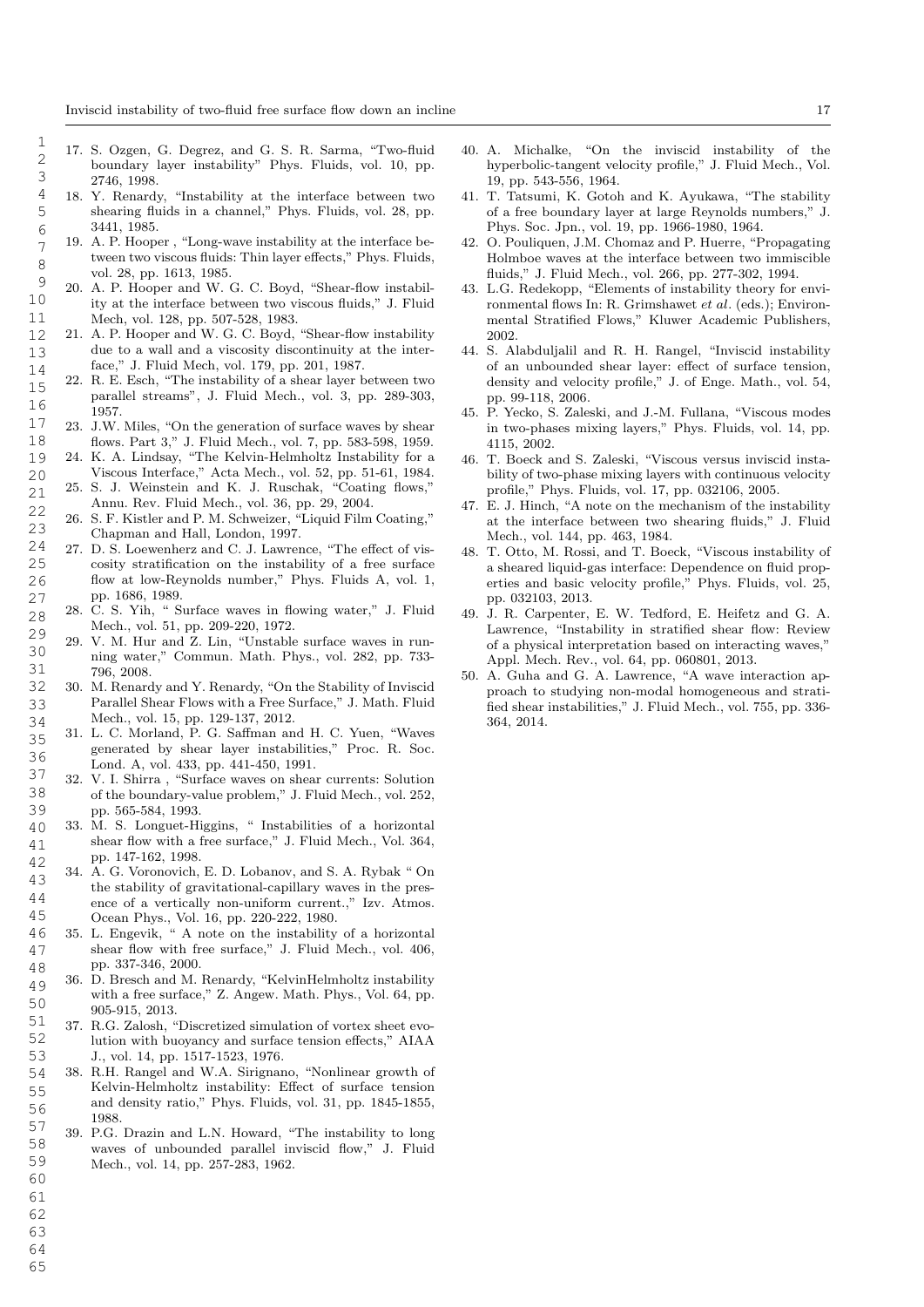17. S. Ozgen, G. Degrez, and G. S. R. Sarma, "Two-fluid boundary layer instability" Phys. Fluids, vol. 10, pp. 2746, 1998.
18. Y. Renardy, "Instability at the interface between two shearing fluids in a channel," Phys. Fluids, vol. 28, pp. 3441, 1985.
19. A. P. Hooper , "Long-wave instability at the interface between two viscous fluids: Thin layer effects," Phys. Fluids, vol. 28, pp. 1613, 1985.
20. A. P. Hooper and W. G. C. Boyd, "Shear-flow instability at the interface between two viscous fluids," J. Fluid Mech, vol. 128, pp. 507-528, 1983.
21. A. P. Hooper and W. G. C. Boyd, "Shear-flow instability due to a wall and a viscosity discontinuity at the interface," J. Fluid Mech, vol. 179, pp. 201, 1987.
22. R. E. Esch, "The instability of a shear layer between two parallel streams", J. Fluid Mech., vol. 3, pp. 289-303, 1957.
23. J.W. Miles, "On the generation of surface waves by shear flows. Part 3," J. Fluid Mech., vol. 7, pp. 583-598, 1959.
24. K. A. Lindsay, "The Kelvin-Helmholtz Instability for a Viscous Interface," Acta Mech., vol. 52, pp. 51-61, 1984.
25. S. J. Weinstein and K. J. Ruschak, "Coating flows," Annu. Rev. Fluid Mech., vol. 36, pp. 29, 2004.
26. S. F. Kistler and P. M. Schweizer, "Liquid Film Coating," Chapman and Hall, London, 1997.
27. D. S. Loewenherz and C. J. Lawrence, "The effect of viscosity stratification on the instability of a free surface flow at low-Reynolds number," Phys. Fluids A, vol. 1, pp. 1686, 1989.
28. C. S. Yih, " Surface waves in flowing water," J. Fluid Mech., vol. 51, pp. 209-220, 1972.
29. V. M. Hur and Z. Lin, "Unstable surface waves in running water," Commun. Math. Phys., vol. 282, pp. 733-796, 2008.
30. M. Renardy and Y. Renardy, "On the Stability of Inviscid Parallel Shear Flows with a Free Surface," J. Math. Fluid Mech., vol. 15, pp. 129-137, 2012.
31. L. C. Morland, P. G. Saffman and H. C. Yuen, "Waves generated by shear layer instabilities," Proc. R. Soc. Lond. A, vol. 433, pp. 441-450, 1991.
32. V. I. Shirra , "Surface waves on shear currents: Solution of the boundary-value problem," J. Fluid Mech., vol. 252, pp. 565-584, 1993.
33. M. S. Longuet-Higgins, " Instabilities of a horizontal shear flow with a free surface," J. Fluid Mech., Vol. 364, pp. 147-162, 1998.
34. A. G. Voronovich, E. D. Lobanov, and S. A. Rybak " On the stability of gravitational-capillary waves in the presence of a vertically non-uniform current.," Izv. Atmos. Ocean Phys., Vol. 16, pp. 220-222, 1980.
35. L. Engevik, " A note on the instability of a horizontal shear flow with free surface," J. Fluid Mech., vol. 406, pp. 337-346, 2000.
36. D. Bresch and M. Renardy, "KelvinHelmholtz instability with a free surface," Z. Angew. Math. Phys., Vol. 64, pp. 905-915, 2013.
37. R.G. Zalosh, "Discretized simulation of vortex sheet evolution with buoyancy and surface tension effects," AIAA J., vol. 14, pp. 1517-1523, 1976.
38. R.H. Rangel and W.A. Sirignano, "Nonlinear growth of Kelvin-Helmholtz instability: Effect of surface tension and density ratio," Phys. Fluids, vol. 31, pp. 1845-1855, 1988.
39. P.G. Drazin and L.N. Howard, "The instability to long waves of unbounded parallel inviscid flow," J. Fluid Mech., vol. 14, pp. 257-283, 1962.
40. A. Michalke, "On the inviscid instability of the hyperbolic-tangent velocity profile," J. Fluid Mech., Vol. 19, pp. 543-556, 1964.
41. T. Tatsumi, K. Gotoh and K. Ayukawa, "The stability of a free boundary layer at large Reynolds numbers," J. Phys. Soc. Jpn., vol. 19, pp. 1966-1980, 1964.
42. O. Pouliquen, J.M. Chomaz and P. Huerre, "Propagating Holmboe waves at the interface between two immiscible fluids," J. Fluid Mech., vol. 266, pp. 277-302, 1994.
43. L.G. Redekopp, "Elements of instability theory for environmental flows In: R. Grimshawet *et al*. (eds.); Environmental Stratified Flows," Kluwer Academic Publishers, 2002.
44. S. Alabduljalil and R. H. Rangel, "Inviscid instability of an unbounded shear layer: effect of surface tension, density and velocity profile," J. of Enge. Math., vol. 54, pp. 99-118, 2006.
45. P. Yecko, S. Zaleski, and J.-M. Fullana, "Viscous modes in two-phases mixing layers," Phys. Fluids, vol. 14, pp. 4115, 2002.
46. T. Boeck and S. Zaleski, "Viscous versus inviscid instability of two-phase mixing layers with continuous velocity profile," Phys. Fluids, vol. 17, pp. 032106, 2005.
47. E. J. Hinch, "A note on the mechanism of the instability at the interface between two shearing fluids," J. Fluid Mech., vol. 144, pp. 463, 1984.
48. T. Otto, M. Rossi, and T. Boeck, "Viscous instability of a sheared liquid-gas interface: Dependence on fluid properties and basic velocity profile," Phys. Fluids, vol. 25, pp. 032103, 2013.
49. J. R. Carpenter, E. W. Tedford, E. Heifetz and G. A. Lawrence, "Instability in stratified shear flow: Review of a physical interpretation based on interacting waves," Appl. Mech. Rev., vol. 64, pp. 060801, 2013.
50. A. Guha and G. A. Lawrence, "A wave interaction approach to studying non-modal homogeneous and stratified shear instabilities," J. Fluid Mech., vol. 755, pp. 336-364, 2014.